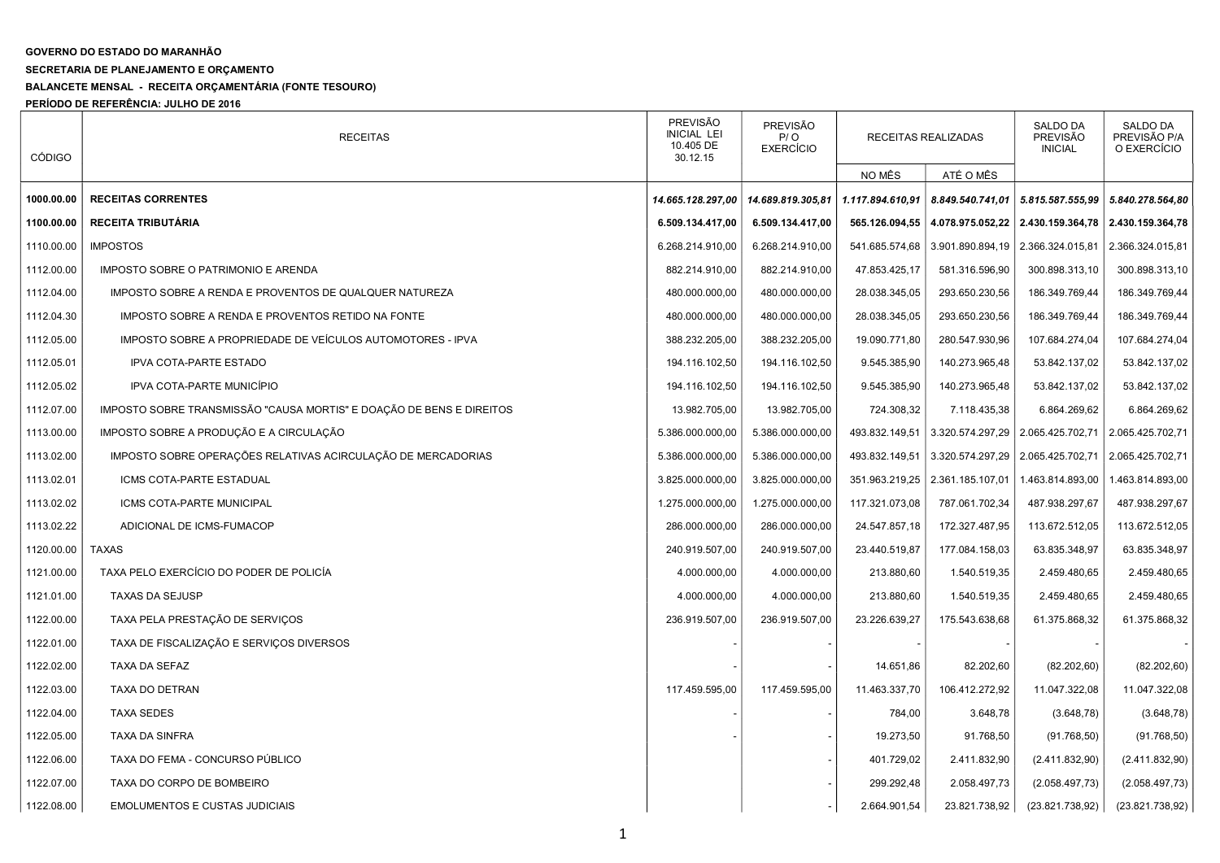**GOVERNO DO ESTADO DO MARANHÃO**

**SECRETARIA DE PLANEJAMENTO E ORÇAMENTO**

**BALANCETE MENSAL - RECEITA ORÇAMENTÁRIA (FONTE TESOURO)**

**PERÍODO DE REFERÊNCIA: JULHO DE 2016**

| CÓDIGO | RECEITAS | PREVISÃO INICIAL LEI 10.405 DE 30.12.15 | PREVISÃO P/ O EXERCÍCIO | RECEITAS REALIZADAS | | SALDO DA PREVISÃO INICIAL | SALDO DA PREVISÃO P/A O EXERCÍCIO |
|---|---|---|---|---|---|---|---|
| | | | | NO MÊS | ATÉ O MÊS | | |
| **1000.00.00** | **RECEITAS CORRENTES** | ***14.665.128.297,00*** | ***14.689.819.305,81*** | ***1.117.894.610,91*** | ***8.849.540.741,01*** | ***5.815.587.555,99*** | ***5.840.278.564,80*** |
| **1100.00.00** | **RECEITA TRIBUTÁRIA** | **6.509.134.417,00** | **6.509.134.417,00** | **565.126.094,55** | **4.078.975.052,22** | **2.430.159.364,78** | **2.430.159.364,78** |
| 1110.00.00 | IMPOSTOS | 6.268.214.910,00 | 6.268.214.910,00 | 541.685.574,68 | 3.901.890.894,19 | 2.366.324.015,81 | 2.366.324.015,81 |
| 1112.00.00 | IMPOSTO SOBRE O PATRIMONIO E ARENDA | 882.214.910,00 | 882.214.910,00 | 47.853.425,17 | 581.316.596,90 | 300.898.313,10 | 300.898.313,10 |
| 1112.04.00 | IMPOSTO SOBRE A RENDA E PROVENTOS DE QUALQUER NATUREZA | 480.000.000,00 | 480.000.000,00 | 28.038.345,05 | 293.650.230,56 | 186.349.769,44 | 186.349.769,44 |
| 1112.04.30 | IMPOSTO SOBRE A RENDA E PROVENTOS RETIDO NA FONTE | 480.000.000,00 | 480.000.000,00 | 28.038.345,05 | 293.650.230,56 | 186.349.769,44 | 186.349.769,44 |
| 1112.05.00 | IMPOSTO SOBRE A PROPRIEDADE DE VEÍCULOS AUTOMOTORES - IPVA | 388.232.205,00 | 388.232.205,00 | 19.090.771,80 | 280.547.930,96 | 107.684.274,04 | 107.684.274,04 |
| 1112.05.01 | IPVA COTA-PARTE ESTADO | 194.116.102,50 | 194.116.102,50 | 9.545.385,90 | 140.273.965,48 | 53.842.137,02 | 53.842.137,02 |
| 1112.05.02 | IPVA COTA-PARTE MUNICÍPIO | 194.116.102,50 | 194.116.102,50 | 9.545.385,90 | 140.273.965,48 | 53.842.137,02 | 53.842.137,02 |
| 1112.07.00 | IMPOSTO SOBRE TRANSMISSÃO "CAUSA MORTIS" E DOAÇÃO DE BENS E DIREITOS | 13.982.705,00 | 13.982.705,00 | 724.308,32 | 7.118.435,38 | 6.864.269,62 | 6.864.269,62 |
| 1113.00.00 | IMPOSTO SOBRE A PRODUÇÃO E A CIRCULAÇÃO | 5.386.000.000,00 | 5.386.000.000,00 | 493.832.149,51 | 3.320.574.297,29 | 2.065.425.702,71 | 2.065.425.702,71 |
| 1113.02.00 | IMPOSTO SOBRE OPERAÇÕES RELATIVAS ACIRCULAÇÃO DE MERCADORIAS | 5.386.000.000,00 | 5.386.000.000,00 | 493.832.149,51 | 3.320.574.297,29 | 2.065.425.702,71 | 2.065.425.702,71 |
| 1113.02.01 | ICMS COTA-PARTE ESTADUAL | 3.825.000.000,00 | 3.825.000.000,00 | 351.963.219,25 | 2.361.185.107,01 | 1.463.814.893,00 | 1.463.814.893,00 |
| 1113.02.02 | ICMS COTA-PARTE MUNICIPAL | 1.275.000.000,00 | 1.275.000.000,00 | 117.321.073,08 | 787.061.702,34 | 487.938.297,67 | 487.938.297,67 |
| 1113.02.22 | ADICIONAL DE ICMS-FUMACOP | 286.000.000,00 | 286.000.000,00 | 24.547.857,18 | 172.327.487,95 | 113.672.512,05 | 113.672.512,05 |
| 1120.00.00 | TAXAS | 240.919.507,00 | 240.919.507,00 | 23.440.519,87 | 177.084.158,03 | 63.835.348,97 | 63.835.348,97 |
| 1121.00.00 | TAXA PELO EXERCÍCIO DO PODER DE POLICÍA | 4.000.000,00 | 4.000.000,00 | 213.880,60 | 1.540.519,35 | 2.459.480,65 | 2.459.480,65 |
| 1121.01.00 | TAXAS DA SEJUSP | 4.000.000,00 | 4.000.000,00 | 213.880,60 | 1.540.519,35 | 2.459.480,65 | 2.459.480,65 |
| 1122.00.00 | TAXA PELA PRESTAÇÃO DE SERVIÇOS | 236.919.507,00 | 236.919.507,00 | 23.226.639,27 | 175.543.638,68 | 61.375.868,32 | 61.375.868,32 |
| 1122.01.00 | TAXA DE FISCALIZAÇÃO E SERVIÇOS DIVERSOS | - | - | - | - | - | - |
| 1122.02.00 | TAXA DA SEFAZ | - | - | 14.651,86 | 82.202,60 | (82.202,60) | (82.202,60) |
| 1122.03.00 | TAXA DO DETRAN | 117.459.595,00 | 117.459.595,00 | 11.463.337,70 | 106.412.272,92 | 11.047.322,08 | 11.047.322,08 |
| 1122.04.00 | TAXA SEDES | - | - | 784,00 | 3.648,78 | (3.648,78) | (3.648,78) |
| 1122.05.00 | TAXA DA SINFRA | - | - | 19.273,50 | 91.768,50 | (91.768,50) | (91.768,50) |
| 1122.06.00 | TAXA DO FEMA - CONCURSO PÚBLICO | | - | 401.729,02 | 2.411.832,90 | (2.411.832,90) | (2.411.832,90) |
| 1122.07.00 | TAXA DO CORPO DE BOMBEIRO | | - | 299.292,48 | 2.058.497,73 | (2.058.497,73) | (2.058.497,73) |
| 1122.08.00 | EMOLUMENTOS E CUSTAS JUDICIAIS | | - | 2.664.901,54 | 23.821.738,92 | (23.821.738,92) | (23.821.738,92) |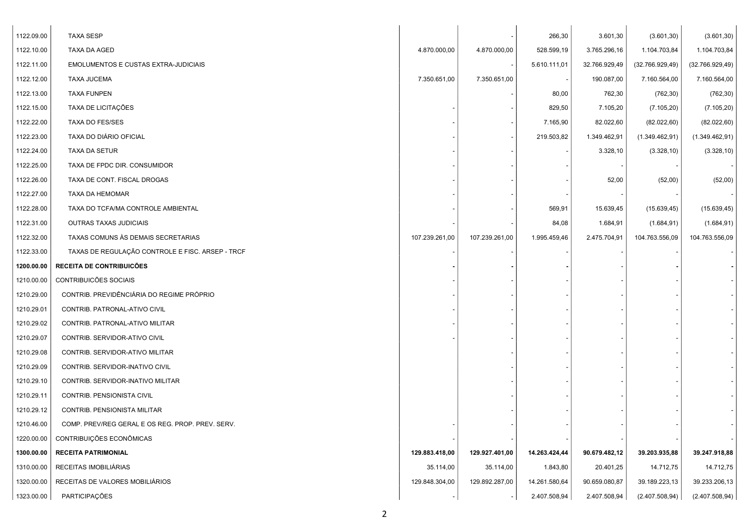| | | | | | | | |
|---|---|---|---|---|---|---|---|
| 1122.09.00 | TAXA SESP | | - | 266,30 | 3.601,30 | (3.601,30) | (3.601,30) |
| 1122.10.00 | TAXA DA AGED | 4.870.000,00 | 4.870.000,00 | 528.599,19 | 3.765.296,16 | 1.104.703,84 | 1.104.703,84 |
| 1122.11.00 | EMOLUMENTOS E CUSTAS EXTRA-JUDICIAIS | | - | 5.610.111,01 | 32.766.929,49 | (32.766.929,49) | (32.766.929,49) |
| 1122.12.00 | TAXA JUCEMA | 7.350.651,00 | 7.350.651,00 | - | 190.087,00 | 7.160.564,00 | 7.160.564,00 |
| 1122.13.00 | TAXA FUNPEN | | - | 80,00 | 762,30 | (762,30) | (762,30) |
| 1122.15.00 | TAXA DE LICITAÇÕES | - | - | 829,50 | 7.105,20 | (7.105,20) | (7.105,20) |
| 1122.22.00 | TAXA DO FES/SES | - | - | 7.165,90 | 82.022,60 | (82.022,60) | (82.022,60) |
| 1122.23.00 | TAXA DO DIÁRIO OFICIAL | - | - | 219.503,82 | 1.349.462,91 | (1.349.462,91) | (1.349.462,91) |
| 1122.24.00 | TAXA DA SETUR | - | - | - | 3.328,10 | (3.328,10) | (3.328,10) |
| 1122.25.00 | TAXA DE FPDC DIR. CONSUMIDOR | - | - | - | - | - | - |
| 1122.26.00 | TAXA DE CONT. FISCAL DROGAS | - | - | - | 52,00 | (52,00) | (52,00) |
| 1122.27.00 | TAXA DA HEMOMAR | - | - | - | - | - | - |
| 1122.28.00 | TAXA DO TCFA/MA CONTROLE AMBIENTAL | - | - | 569,91 | 15.639,45 | (15.639,45) | (15.639,45) |
| 1122.31.00 | OUTRAS TAXAS JUDICIAIS | - | - | 84,08 | 1.684,91 | (1.684,91) | (1.684,91) |
| 1122.32.00 | TAXAS COMUNS ÀS DEMAIS SECRETARIAS | 107.239.261,00 | 107.239.261,00 | 1.995.459,46 | 2.475.704,91 | 104.763.556,09 | 104.763.556,09 |
| 1122.33.00 | TAXAS DE REGULAÇÃO CONTROLE E FISC. ARSEP - TRCF | - | - | - | - | - | - |
| **1200.00.00** | **RECEITA DE CONTRIBUICÕES** | **-** | **-** | **-** | **-** | **-** | **-** |
| 1210.00.00 | CONTRIBUICÕES SOCIAIS | - | - | - | - | - | - |
| 1210.29.00 | CONTRIB. PREVIDÊNCIÁRIA DO REGIME PRÓPRIO | - | - | - | - | - | - |
| 1210.29.01 | CONTRIB. PATRONAL-ATIVO CIVIL | - | - | - | - | - | - |
| 1210.29.02 | CONTRIB. PATRONAL-ATIVO MILITAR | - | - | - | - | - | - |
| 1210.29.07 | CONTRIB. SERVIDOR-ATIVO CIVIL | - | - | - | - | - | - |
| 1210.29.08 | CONTRIB. SERVIDOR-ATIVO MILITAR | | - | - | - | - | - |
| 1210.29.09 | CONTRIB. SERVIDOR-INATIVO CIVIL | | - | - | - | - | - |
| 1210.29.10 | CONTRIB. SERVIDOR-INATIVO MILITAR | | - | - | - | - | - |
| 1210.29.11 | CONTRIB. PENSIONISTA CIVIL | | - | - | - | - | - |
| 1210.29.12 | CONTRIB. PENSIONISTA MILITAR | | - | - | - | - | - |
| 1210.46.00 | COMP. PREV/REG GERAL E OS REG. PROP. PREV. SERV. | - | - | - | - | - | - |
| 1220.00.00 | CONTRIBUIÇÕES ECONÔMICAS | - | - | - | - | - | - |
| **1300.00.00** | **RECEITA PATRIMONIAL** | **129.883.418,00** | **129.927.401,00** | **14.263.424,44** | **90.679.482,12** | **39.203.935,88** | **39.247.918,88** |
| 1310.00.00 | RECEITAS IMOBILIÁRIAS | 35.114,00 | 35.114,00 | 1.843,80 | 20.401,25 | 14.712,75 | 14.712,75 |
| 1320.00.00 | RECEITAS DE VALORES MOBILIÁRIOS | 129.848.304,00 | 129.892.287,00 | 14.261.580,64 | 90.659.080,87 | 39.189.223,13 | 39.233.206,13 |
| 1323.00.00 | PARTICIPAÇÕES | - | - | 2.407.508,94 | 2.407.508,94 | (2.407.508,94) | (2.407.508,94) |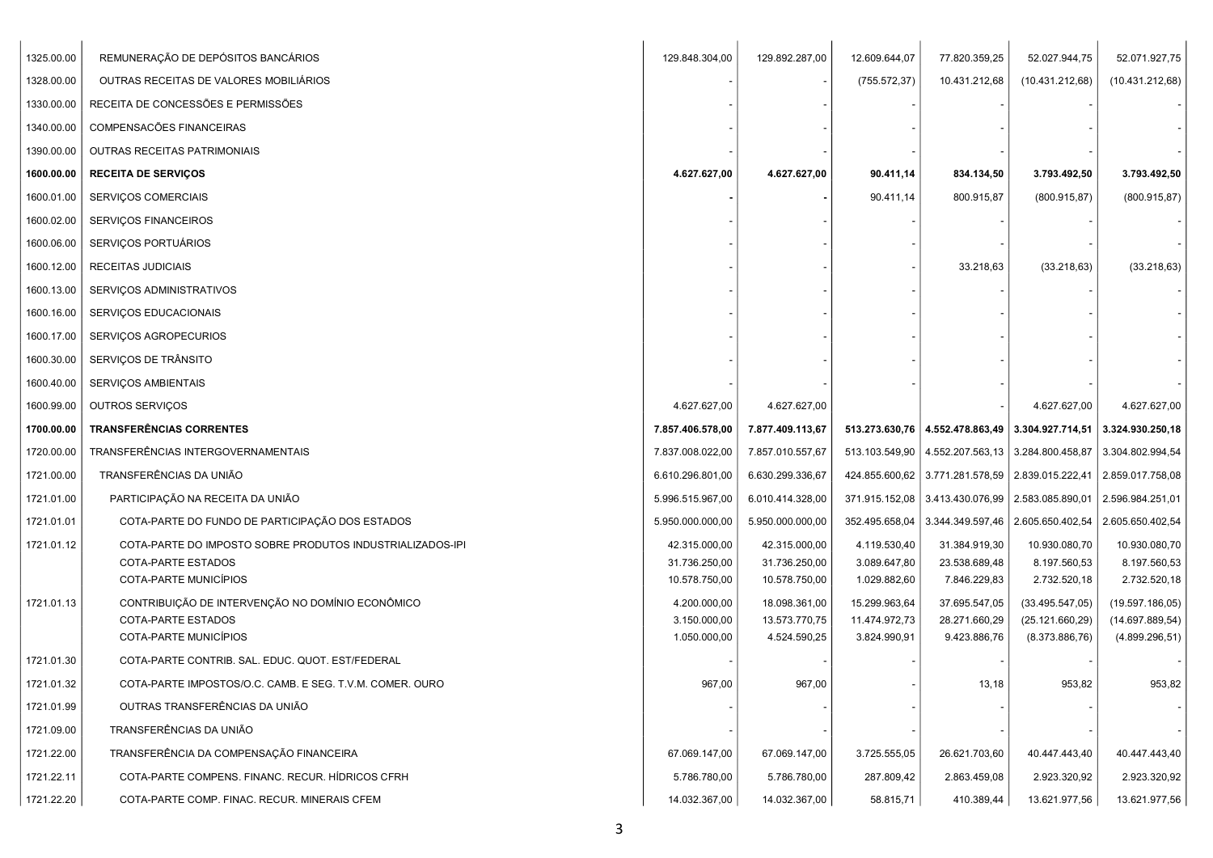| | | | | | | | |
|---|---|---|---|---|---|---|---|
| 1325.00.00 | REMUNERAÇÃO DE DEPÓSITOS BANCÁRIOS | 129.848.304,00 | 129.892.287,00 | 12.609.644,07 | 77.820.359,25 | 52.027.944,75 | 52.071.927,75 |
| 1328.00.00 | OUTRAS RECEITAS DE VALORES MOBILIÁRIOS | - | - | (755.572,37) | 10.431.212,68 | (10.431.212,68) | (10.431.212,68) |
| 1330.00.00 | RECEITA DE CONCESSÕES E PERMISSÕES | - | - | - | - | - | - |
| 1340.00.00 | COMPENSACÕES FINANCEIRAS | - | - | - | - | - | - |
| 1390.00.00 | OUTRAS RECEITAS PATRIMONIAIS | - | - | - | - | - | - |
| **1600.00.00** | **RECEITA DE SERVIÇOS** | **4.627.627,00** | **4.627.627,00** | **90.411,14** | **834.134,50** | **3.793.492,50** | **3.793.492,50** |
| 1600.01.00 | SERVIÇOS COMERCIAIS | - | - | 90.411,14 | 800.915,87 | (800.915,87) | (800.915,87) |
| 1600.02.00 | SERVIÇOS FINANCEIROS | - | - | - | - | - | - |
| 1600.06.00 | SERVIÇOS PORTUÁRIOS | - | - | - | - | - | - |
| 1600.12.00 | RECEITAS JUDICIAIS | - | - | - | 33.218,63 | (33.218,63) | (33.218,63) |
| 1600.13.00 | SERVIÇOS ADMINISTRATIVOS | - | - | - | - | - | - |
| 1600.16.00 | SERVIÇOS EDUCACIONAIS | - | - | - | - | - | - |
| 1600.17.00 | SERVIÇOS AGROPECURIOS | - | - | - | - | - | - |
| 1600.30.00 | SERVIÇOS DE TRÂNSITO | - | - | - | - | - | - |
| 1600.40.00 | SERVIÇOS AMBIENTAIS | - | - | - | - | - | - |
| 1600.99.00 | OUTROS SERVIÇOS | 4.627.627,00 | 4.627.627,00 | | - | 4.627.627,00 | 4.627.627,00 |
| **1700.00.00** | **TRANSFERÊNCIAS CORRENTES** | **7.857.406.578,00** | **7.877.409.113,67** | **513.273.630,76** | **4.552.478.863,49** | **3.304.927.714,51** | **3.324.930.250,18** |
| 1720.00.00 | TRANSFERÊNCIAS INTERGOVERNAMENTAIS | 7.837.008.022,00 | 7.857.010.557,67 | 513.103.549,90 | 4.552.207.563,13 | 3.284.800.458,87 | 3.304.802.994,54 |
| 1721.00.00 | TRANSFERÊNCIAS DA UNIÃO | 6.610.296.801,00 | 6.630.299.336,67 | 424.855.600,62 | 3.771.281.578,59 | 2.839.015.222,41 | 2.859.017.758,08 |
| 1721.01.00 | PARTICIPAÇÃO NA RECEITA DA UNIÃO | 5.996.515.967,00 | 6.010.414.328,00 | 371.915.152,08 | 3.413.430.076,99 | 2.583.085.890,01 | 2.596.984.251,01 |
| 1721.01.01 | COTA-PARTE DO FUNDO DE PARTICIPAÇÃO DOS ESTADOS | 5.950.000.000,00 | 5.950.000.000,00 | 352.495.658,04 | 3.344.349.597,46 | 2.605.650.402,54 | 2.605.650.402,54 |
| 1721.01.12 | COTA-PARTE DO IMPOSTO SOBRE PRODUTOS INDUSTRIALIZADOS-IPI | 42.315.000,00 | 42.315.000,00 | 4.119.530,40 | 31.384.919,30 | 10.930.080,70 | 10.930.080,70 |
| | COTA-PARTE ESTADOS | 31.736.250,00 | 31.736.250,00 | 3.089.647,80 | 23.538.689,48 | 8.197.560,53 | 8.197.560,53 |
| | COTA-PARTE MUNICÍPIOS | 10.578.750,00 | 10.578.750,00 | 1.029.882,60 | 7.846.229,83 | 2.732.520,18 | 2.732.520,18 |
| 1721.01.13 | CONTRIBUIÇÃO DE INTERVENÇÃO NO DOMÍNIO ECONÔMICO | 4.200.000,00 | 18.098.361,00 | 15.299.963,64 | 37.695.547,05 | (33.495.547,05) | (19.597.186,05) |
| | COTA-PARTE ESTADOS | 3.150.000,00 | 13.573.770,75 | 11.474.972,73 | 28.271.660,29 | (25.121.660,29) | (14.697.889,54) |
| | COTA-PARTE MUNICÍPIOS | 1.050.000,00 | 4.524.590,25 | 3.824.990,91 | 9.423.886,76 | (8.373.886,76) | (4.899.296,51) |
| 1721.01.30 | COTA-PARTE CONTRIB. SAL. EDUC. QUOT. EST/FEDERAL | - | - | - | - | - | - |
| 1721.01.32 | COTA-PARTE IMPOSTOS/O.C. CAMB. E SEG. T.V.M. COMER. OURO | 967,00 | 967,00 | - | 13,18 | 953,82 | 953,82 |
| 1721.01.99 | OUTRAS TRANSFERÊNCIAS DA UNIÃO | - | - | - | - | - | - |
| 1721.09.00 | TRANSFERÊNCIAS DA UNIÃO | - | - | - | - | - | - |
| 1721.22.00 | TRANSFERÊNCIA DA COMPENSAÇÃO FINANCEIRA | 67.069.147,00 | 67.069.147,00 | 3.725.555,05 | 26.621.703,60 | 40.447.443,40 | 40.447.443,40 |
| 1721.22.11 | COTA-PARTE COMPENS. FINANC. RECUR. HÍDRICOS CFRH | 5.786.780,00 | 5.786.780,00 | 287.809,42 | 2.863.459,08 | 2.923.320,92 | 2.923.320,92 |
| 1721.22.20 | COTA-PARTE COMP. FINAC. RECUR. MINERAIS CFEM | 14.032.367,00 | 14.032.367,00 | 58.815,71 | 410.389,44 | 13.621.977,56 | 13.621.977,56 |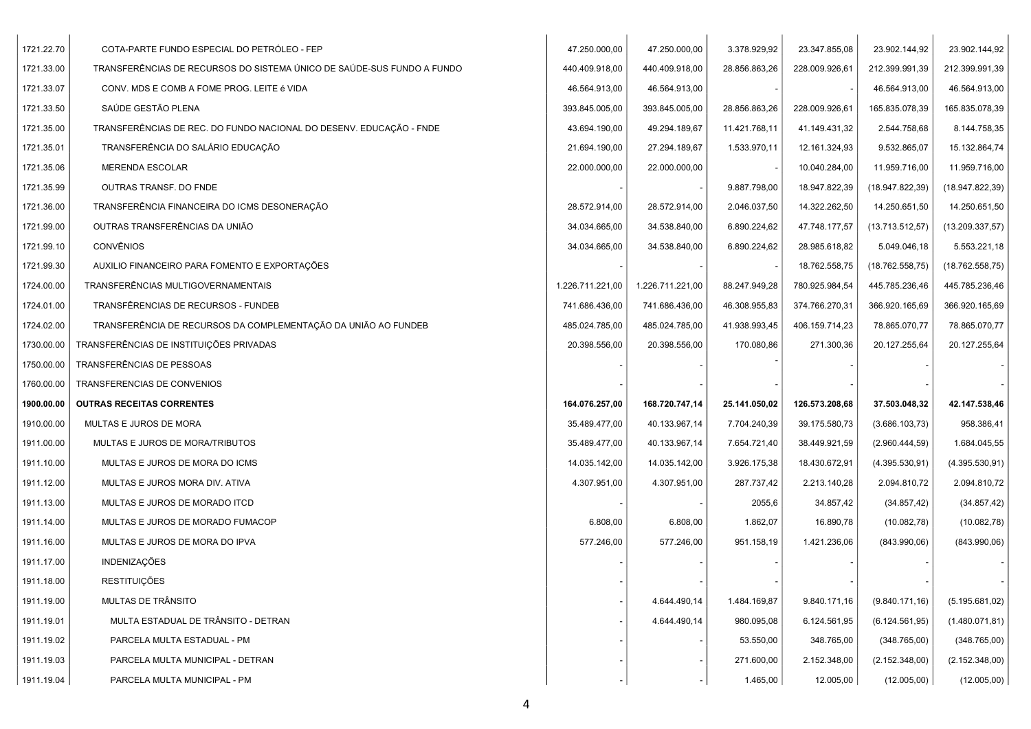| | | | | | | | |
|---|---|---|---|---|---|---|---|
| 1721.22.70 | COTA-PARTE FUNDO ESPECIAL DO PETRÓLEO - FEP | 47.250.000,00 | 47.250.000,00 | 3.378.929,92 | 23.347.855,08 | 23.902.144,92 | 23.902.144,92 |
| 1721.33.00 | TRANSFERÊNCIAS DE RECURSOS DO SISTEMA ÚNICO DE SAÚDE-SUS FUNDO A FUNDO | 440.409.918,00 | 440.409.918,00 | 28.856.863,26 | 228.009.926,61 | 212.399.991,39 | 212.399.991,39 |
| 1721.33.07 | CONV. MDS E COMB A FOME PROG. LEITE é VIDA | 46.564.913,00 | 46.564.913,00 | - | - | 46.564.913,00 | 46.564.913,00 |
| 1721.33.50 | SAÚDE GESTÃO PLENA | 393.845.005,00 | 393.845.005,00 | 28.856.863,26 | 228.009.926,61 | 165.835.078,39 | 165.835.078,39 |
| 1721.35.00 | TRANSFERÊNCIAS DE REC. DO FUNDO NACIONAL DO DESENV. EDUCAÇÃO - FNDE | 43.694.190,00 | 49.294.189,67 | 11.421.768,11 | 41.149.431,32 | 2.544.758,68 | 8.144.758,35 |
| 1721.35.01 | TRANSFERÊNCIA DO SALÁRIO EDUCAÇÃO | 21.694.190,00 | 27.294.189,67 | 1.533.970,11 | 12.161.324,93 | 9.532.865,07 | 15.132.864,74 |
| 1721.35.06 | MERENDA ESCOLAR | 22.000.000,00 | 22.000.000,00 | - | 10.040.284,00 | 11.959.716,00 | 11.959.716,00 |
| 1721.35.99 | OUTRAS TRANSF. DO FNDE | - | - | 9.887.798,00 | 18.947.822,39 | (18.947.822,39) | (18.947.822,39) |
| 1721.36.00 | TRANSFERÊNCIA FINANCEIRA DO ICMS DESONERAÇÃO | 28.572.914,00 | 28.572.914,00 | 2.046.037,50 | 14.322.262,50 | 14.250.651,50 | 14.250.651,50 |
| 1721.99.00 | OUTRAS TRANSFERÊNCIAS DA UNIÃO | 34.034.665,00 | 34.538.840,00 | 6.890.224,62 | 47.748.177,57 | (13.713.512,57) | (13.209.337,57) |
| 1721.99.10 | CONVÊNIOS | 34.034.665,00 | 34.538.840,00 | 6.890.224,62 | 28.985.618,82 | 5.049.046,18 | 5.553.221,18 |
| 1721.99.30 | AUXILIO FINANCEIRO PARA FOMENTO E EXPORTAÇÕES | - | - | - | 18.762.558,75 | (18.762.558,75) | (18.762.558,75) |
| 1724.00.00 | TRANSFERÊNCIAS MULTIGOVERNAMENTAIS | 1.226.711.221,00 | 1.226.711.221,00 | 88.247.949,28 | 780.925.984,54 | 445.785.236,46 | 445.785.236,46 |
| 1724.01.00 | TRANSFÊRENCIAS DE RECURSOS - FUNDEB | 741.686.436,00 | 741.686.436,00 | 46.308.955,83 | 374.766.270,31 | 366.920.165,69 | 366.920.165,69 |
| 1724.02.00 | TRANSFERÊNCIA DE RECURSOS DA COMPLEMENTAÇÃO DA UNIÃO AO FUNDEB | 485.024.785,00 | 485.024.785,00 | 41.938.993,45 | 406.159.714,23 | 78.865.070,77 | 78.865.070,77 |
| 1730.00.00 | TRANSFERÊNCIAS DE INSTITUIÇÕES PRIVADAS | 20.398.556,00 | 20.398.556,00 | 170.080,86 | 271.300,36 | 20.127.255,64 | 20.127.255,64 |
| 1750.00.00 | TRANSFERÊNCIAS DE PESSOAS | - | - | - | - | - | - |
| 1760.00.00 | TRANSFERENCIAS DE CONVENIOS | - | - | - | - | - | - |
| **1900.00.00** | **OUTRAS RECEITAS CORRENTES** | **164.076.257,00** | **168.720.747,14** | **25.141.050,02** | **126.573.208,68** | **37.503.048,32** | **42.147.538,46** |
| 1910.00.00 | MULTAS E JUROS DE MORA | 35.489.477,00 | 40.133.967,14 | 7.704.240,39 | 39.175.580,73 | (3.686.103,73) | 958.386,41 |
| 1911.00.00 | MULTAS E JUROS DE MORA/TRIBUTOS | 35.489.477,00 | 40.133.967,14 | 7.654.721,40 | 38.449.921,59 | (2.960.444,59) | 1.684.045,55 |
| 1911.10.00 | MULTAS E JUROS DE MORA DO ICMS | 14.035.142,00 | 14.035.142,00 | 3.926.175,38 | 18.430.672,91 | (4.395.530,91) | (4.395.530,91) |
| 1911.12.00 | MULTAS E JUROS MORA DIV. ATIVA | 4.307.951,00 | 4.307.951,00 | 287.737,42 | 2.213.140,28 | 2.094.810,72 | 2.094.810,72 |
| 1911.13.00 | MULTAS E JUROS DE MORADO ITCD | - | - | 2055,6 | 34.857,42 | (34.857,42) | (34.857,42) |
| 1911.14.00 | MULTAS E JUROS DE MORADO FUMACOP | 6.808,00 | 6.808,00 | 1.862,07 | 16.890,78 | (10.082,78) | (10.082,78) |
| 1911.16.00 | MULTAS E JUROS DE MORA DO IPVA | 577.246,00 | 577.246,00 | 951.158,19 | 1.421.236,06 | (843.990,06) | (843.990,06) |
| 1911.17.00 | INDENIZAÇÕES | - | - | - | - | - | - |
| 1911.18.00 | RESTITUIÇÕES | - | - | - | - | - | - |
| 1911.19.00 | MULTAS DE TRÂNSITO | - | 4.644.490,14 | 1.484.169,87 | 9.840.171,16 | (9.840.171,16) | (5.195.681,02) |
| 1911.19.01 | MULTA ESTADUAL DE TRÂNSITO - DETRAN | - | 4.644.490,14 | 980.095,08 | 6.124.561,95 | (6.124.561,95) | (1.480.071,81) |
| 1911.19.02 | PARCELA MULTA ESTADUAL - PM | - | - | 53.550,00 | 348.765,00 | (348.765,00) | (348.765,00) |
| 1911.19.03 | PARCELA MULTA MUNICIPAL - DETRAN | - | - | 271.600,00 | 2.152.348,00 | (2.152.348,00) | (2.152.348,00) |
| 1911.19.04 | PARCELA MULTA MUNICIPAL - PM | - | - | 1.465,00 | 12.005,00 | (12.005,00) | (12.005,00) |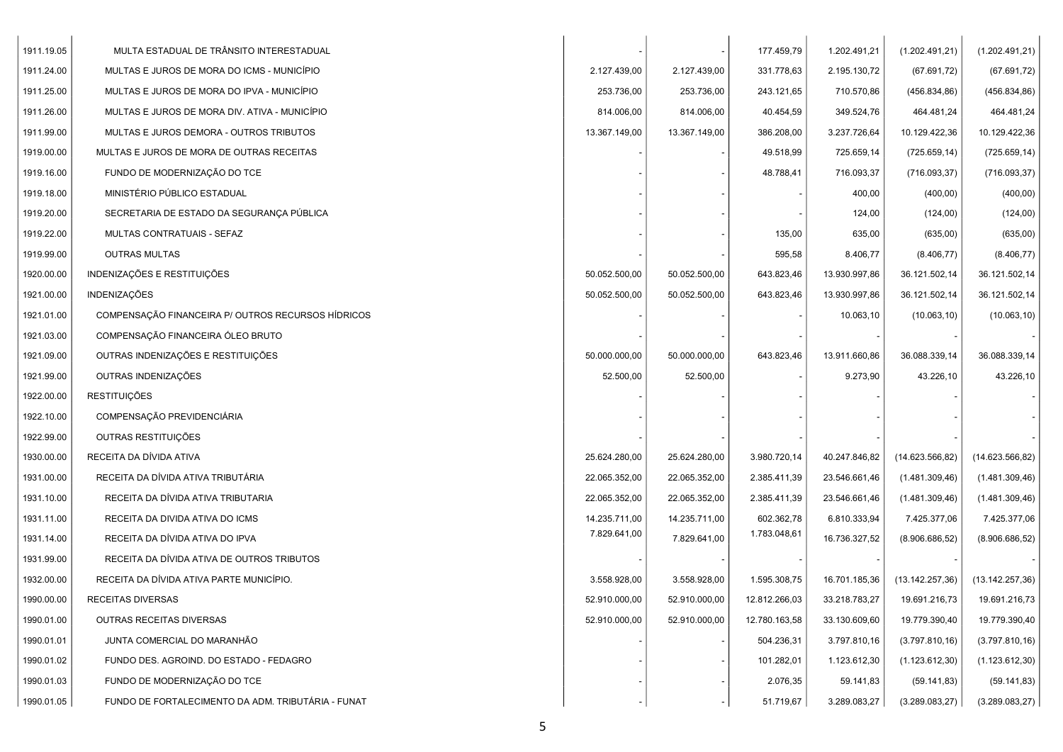| | | | | | | | |
|---|---|---|---|---|---|---|---|
| 1911.19.05 | MULTA ESTADUAL DE TRÂNSITO INTERESTADUAL | - | - | 177.459,79 | 1.202.491,21 | (1.202.491,21) | (1.202.491,21) |
| 1911.24.00 | MULTAS E JUROS DE MORA DO ICMS - MUNICÍPIO | 2.127.439,00 | 2.127.439,00 | 331.778,63 | 2.195.130,72 | (67.691,72) | (67.691,72) |
| 1911.25.00 | MULTAS E JUROS DE MORA DO IPVA - MUNICÍPIO | 253.736,00 | 253.736,00 | 243.121,65 | 710.570,86 | (456.834,86) | (456.834,86) |
| 1911.26.00 | MULTAS E JUROS DE MORA DIV. ATIVA - MUNICÍPIO | 814.006,00 | 814.006,00 | 40.454,59 | 349.524,76 | 464.481,24 | 464.481,24 |
| 1911.99.00 | MULTAS E JUROS DEMORA - OUTROS TRIBUTOS | 13.367.149,00 | 13.367.149,00 | 386.208,00 | 3.237.726,64 | 10.129.422,36 | 10.129.422,36 |
| 1919.00.00 | MULTAS E JUROS DE MORA DE OUTRAS RECEITAS | - | - | 49.518,99 | 725.659,14 | (725.659,14) | (725.659,14) |
| 1919.16.00 | FUNDO DE MODERNIZAÇÃO DO TCE | - | - | 48.788,41 | 716.093,37 | (716.093,37) | (716.093,37) |
| 1919.18.00 | MINISTÉRIO PÚBLICO ESTADUAL | - | - | - | 400,00 | (400,00) | (400,00) |
| 1919.20.00 | SECRETARIA DE ESTADO DA SEGURANÇA PÚBLICA | - | - | - | 124,00 | (124,00) | (124,00) |
| 1919.22.00 | MULTAS CONTRATUAIS - SEFAZ | - | - | 135,00 | 635,00 | (635,00) | (635,00) |
| 1919.99.00 | OUTRAS MULTAS | - | - | 595,58 | 8.406,77 | (8.406,77) | (8.406,77) |
| 1920.00.00 | INDENIZAÇÕES E RESTITUIÇÕES | 50.052.500,00 | 50.052.500,00 | 643.823,46 | 13.930.997,86 | 36.121.502,14 | 36.121.502,14 |
| 1921.00.00 | INDENIZAÇÕES | 50.052.500,00 | 50.052.500,00 | 643.823,46 | 13.930.997,86 | 36.121.502,14 | 36.121.502,14 |
| 1921.01.00 | COMPENSAÇÃO FINANCEIRA P/ OUTROS RECURSOS HÍDRICOS | - | - | - | 10.063,10 | (10.063,10) | (10.063,10) |
| 1921.03.00 | COMPENSAÇÃO FINANCEIRA ÓLEO BRUTO | - | - | - | - | - | - |
| 1921.09.00 | OUTRAS INDENIZAÇÕES E RESTITUIÇÕES | 50.000.000,00 | 50.000.000,00 | 643.823,46 | 13.911.660,86 | 36.088.339,14 | 36.088.339,14 |
| 1921.99.00 | OUTRAS INDENIZAÇÕES | 52.500,00 | 52.500,00 | - | 9.273,90 | 43.226,10 | 43.226,10 |
| 1922.00.00 | RESTITUIÇÕES | - | - | - | - | - | - |
| 1922.10.00 | COMPENSAÇÃO PREVIDENCIÁRIA | - | - | - | - | - | - |
| 1922.99.00 | OUTRAS RESTITUIÇÕES | - | - | - | - | - | - |
| 1930.00.00 | RECEITA DA DÍVIDA ATIVA | 25.624.280,00 | 25.624.280,00 | 3.980.720,14 | 40.247.846,82 | (14.623.566,82) | (14.623.566,82) |
| 1931.00.00 | RECEITA DA DÍVIDA ATIVA TRIBUTÁRIA | 22.065.352,00 | 22.065.352,00 | 2.385.411,39 | 23.546.661,46 | (1.481.309,46) | (1.481.309,46) |
| 1931.10.00 | RECEITA DA DÍVIDA ATIVA TRIBUTARIA | 22.065.352,00 | 22.065.352,00 | 2.385.411,39 | 23.546.661,46 | (1.481.309,46) | (1.481.309,46) |
| 1931.11.00 | RECEITA DA DIVIDA ATIVA DO ICMS | 14.235.711,00 | 14.235.711,00 | 602.362,78 | 6.810.333,94 | 7.425.377,06 | 7.425.377,06 |
| 1931.14.00 | RECEITA DA DÍVIDA ATIVA DO IPVA | 7.829.641,00 | 7.829.641,00 | 1.783.048,61 | 16.736.327,52 | (8.906.686,52) | (8.906.686,52) |
| 1931.99.00 | RECEITA DA DÍVIDA ATIVA DE OUTROS TRIBUTOS | - | - | - | - | - | - |
| 1932.00.00 | RECEITA DA DÍVIDA ATIVA PARTE MUNICÍPIO. | 3.558.928,00 | 3.558.928,00 | 1.595.308,75 | 16.701.185,36 | (13.142.257,36) | (13.142.257,36) |
| 1990.00.00 | RECEITAS DIVERSAS | 52.910.000,00 | 52.910.000,00 | 12.812.266,03 | 33.218.783,27 | 19.691.216,73 | 19.691.216,73 |
| 1990.01.00 | OUTRAS RECEITAS DIVERSAS | 52.910.000,00 | 52.910.000,00 | 12.780.163,58 | 33.130.609,60 | 19.779.390,40 | 19.779.390,40 |
| 1990.01.01 | JUNTA COMERCIAL DO MARANHÃO | - | - | 504.236,31 | 3.797.810,16 | (3.797.810,16) | (3.797.810,16) |
| 1990.01.02 | FUNDO DES. AGROIND. DO ESTADO - FEDAGRO | - | - | 101.282,01 | 1.123.612,30 | (1.123.612,30) | (1.123.612,30) |
| 1990.01.03 | FUNDO DE MODERNIZAÇÃO DO TCE | - | - | 2.076,35 | 59.141,83 | (59.141,83) | (59.141,83) |
| 1990.01.05 | FUNDO DE FORTALECIMENTO DA ADM. TRIBUTÁRIA - FUNAT | - | - | 51.719,67 | 3.289.083,27 | (3.289.083,27) | (3.289.083,27) |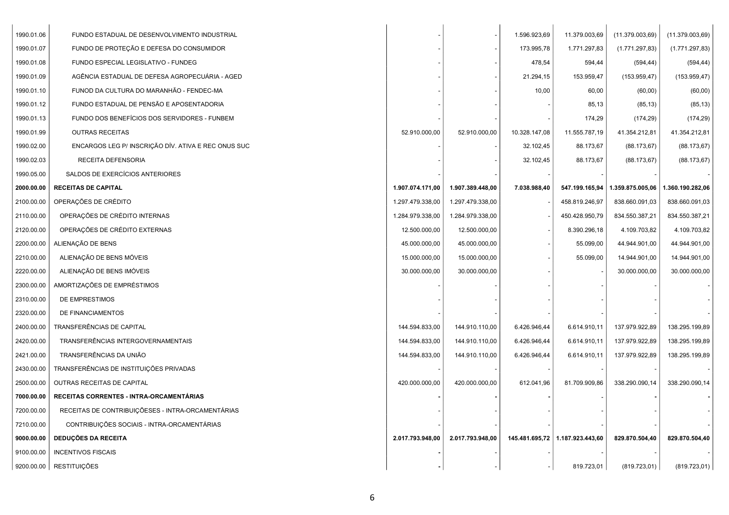| | | | | | | | |
|---|---|---|---|---|---|---|---|
| 1990.01.06 | FUNDO ESTADUAL DE DESENVOLVIMENTO INDUSTRIAL | - | - | 1.596.923,69 | 11.379.003,69 | (11.379.003,69) | (11.379.003,69) |
| 1990.01.07 | FUNDO DE PROTEÇÃO E DEFESA DO CONSUMIDOR | - | - | 173.995,78 | 1.771.297,83 | (1.771.297,83) | (1.771.297,83) |
| 1990.01.08 | FUNDO ESPECIAL LEGISLATIVO - FUNDEG | - | - | 478,54 | 594,44 | (594,44) | (594,44) |
| 1990.01.09 | AGÊNCIA ESTADUAL DE DEFESA AGROPECUÁRIA - AGED | - | - | 21.294,15 | 153.959,47 | (153.959,47) | (153.959,47) |
| 1990.01.10 | FUNOD DA CULTURA DO MARANHÃO - FENDEC-MA | - | - | 10,00 | 60,00 | (60,00) | (60,00) |
| 1990.01.12 | FUNDO ESTADUAL DE PENSÃO E APOSENTADORIA | - | - | - | 85,13 | (85,13) | (85,13) |
| 1990.01.13 | FUNDO DOS BENEFÍCIOS DOS SERVIDORES - FUNBEM | - | - | - | 174,29 | (174,29) | (174,29) |
| 1990.01.99 | OUTRAS RECEITAS | 52.910.000,00 | 52.910.000,00 | 10.328.147,08 | 11.555.787,19 | 41.354.212,81 | 41.354.212,81 |
| 1990.02.00 | ENCARGOS LEG P/ INSCRIÇÃO DÍV. ATIVA E REC ONUS SUC | - | - | 32.102,45 | 88.173,67 | (88.173,67) | (88.173,67) |
| 1990.02.03 | RECEITA DEFENSORIA | - | - | 32.102,45 | 88.173,67 | (88.173,67) | (88.173,67) |
| 1990.05.00 | SALDOS DE EXERCÍCIOS ANTERIORES | - | - | - | - | - | - |
| **2000.00.00** | **RECEITAS DE CAPITAL** | **1.907.074.171,00** | **1.907.389.448,00** | **7.038.988,40** | **547.199.165,94** | **1.359.875.005,06** | **1.360.190.282,06** |
| 2100.00.00 | OPERAÇÕES DE CRÉDITO | 1.297.479.338,00 | 1.297.479.338,00 | - | 458.819.246,97 | 838.660.091,03 | 838.660.091,03 |
| 2110.00.00 | OPERAÇÕES DE CRÉDITO INTERNAS | 1.284.979.338,00 | 1.284.979.338,00 | - | 450.428.950,79 | 834.550.387,21 | 834.550.387,21 |
| 2120.00.00 | OPERAÇÕES DE CRÉDITO EXTERNAS | 12.500.000,00 | 12.500.000,00 | - | 8.390.296,18 | 4.109.703,82 | 4.109.703,82 |
| 2200.00.00 | ALIENAÇÃO DE BENS | 45.000.000,00 | 45.000.000,00 | - | 55.099,00 | 44.944.901,00 | 44.944.901,00 |
| 2210.00.00 | ALIENAÇÃO DE BENS MÓVEIS | 15.000.000,00 | 15.000.000,00 | - | 55.099,00 | 14.944.901,00 | 14.944.901,00 |
| 2220.00.00 | ALIENAÇÃO DE BENS IMÓVEIS | 30.000.000,00 | 30.000.000,00 | - | - | 30.000.000,00 | 30.000.000,00 |
| 2300.00.00 | AMORTIZAÇÕES DE EMPRÉSTIMOS | - | - | - | - | - | - |
| 2310.00.00 | DE EMPRESTIMOS | - | - | - | - | - | - |
| 2320.00.00 | DE FINANCIAMENTOS | - | - | - | - | - | - |
| 2400.00.00 | TRANSFERÊNCIAS DE CAPITAL | 144.594.833,00 | 144.910.110,00 | 6.426.946,44 | 6.614.910,11 | 137.979.922,89 | 138.295.199,89 |
| 2420.00.00 | TRANSFERÊNCIAS INTERGOVERNAMENTAIS | 144.594.833,00 | 144.910.110,00 | 6.426.946,44 | 6.614.910,11 | 137.979.922,89 | 138.295.199,89 |
| 2421.00.00 | TRANSFERÊNCIAS DA UNIÃO | 144.594.833,00 | 144.910.110,00 | 6.426.946,44 | 6.614.910,11 | 137.979.922,89 | 138.295.199,89 |
| 2430.00.00 | TRANSFERÊNCIAS DE INSTITUIÇÕES PRIVADAS | - | - | - | - | - | - |
| 2500.00.00 | OUTRAS RECEITAS DE CAPITAL | 420.000.000,00 | 420.000.000,00 | 612.041,96 | 81.709.909,86 | 338.290.090,14 | 338.290.090,14 |
| **7000.00.00** | **RECEITAS CORRENTES - INTRA-ORCAMENTÁRIAS** | **-** | **-** | **-** | - | **-** | **-** |
| 7200.00.00 | RECEITAS DE CONTRIBUIÇÕESES - INTRA-ORCAMENTÁRIAS | - | - | - | - | - | - |
| 7210.00.00 | CONTRIBUIÇÕES SOCIAIS - INTRA-ORCAMENTÁRIAS | - | - | - | - | - | - |
| **9000.00.00** | **DEDUÇÕES DA RECEITA** | **2.017.793.948,00** | **2.017.793.948,00** | **145.481.695,72** | **1.187.923.443,60** | **829.870.504,40** | **829.870.504,40** |
| 9100.00.00 | INCENTIVOS FISCAIS | **-** | - | - | - | - | - |
| 9200.00.00 | RESTITUIÇÕES | **-** | - | - | 819.723,01 | (819.723,01) | (819.723,01) |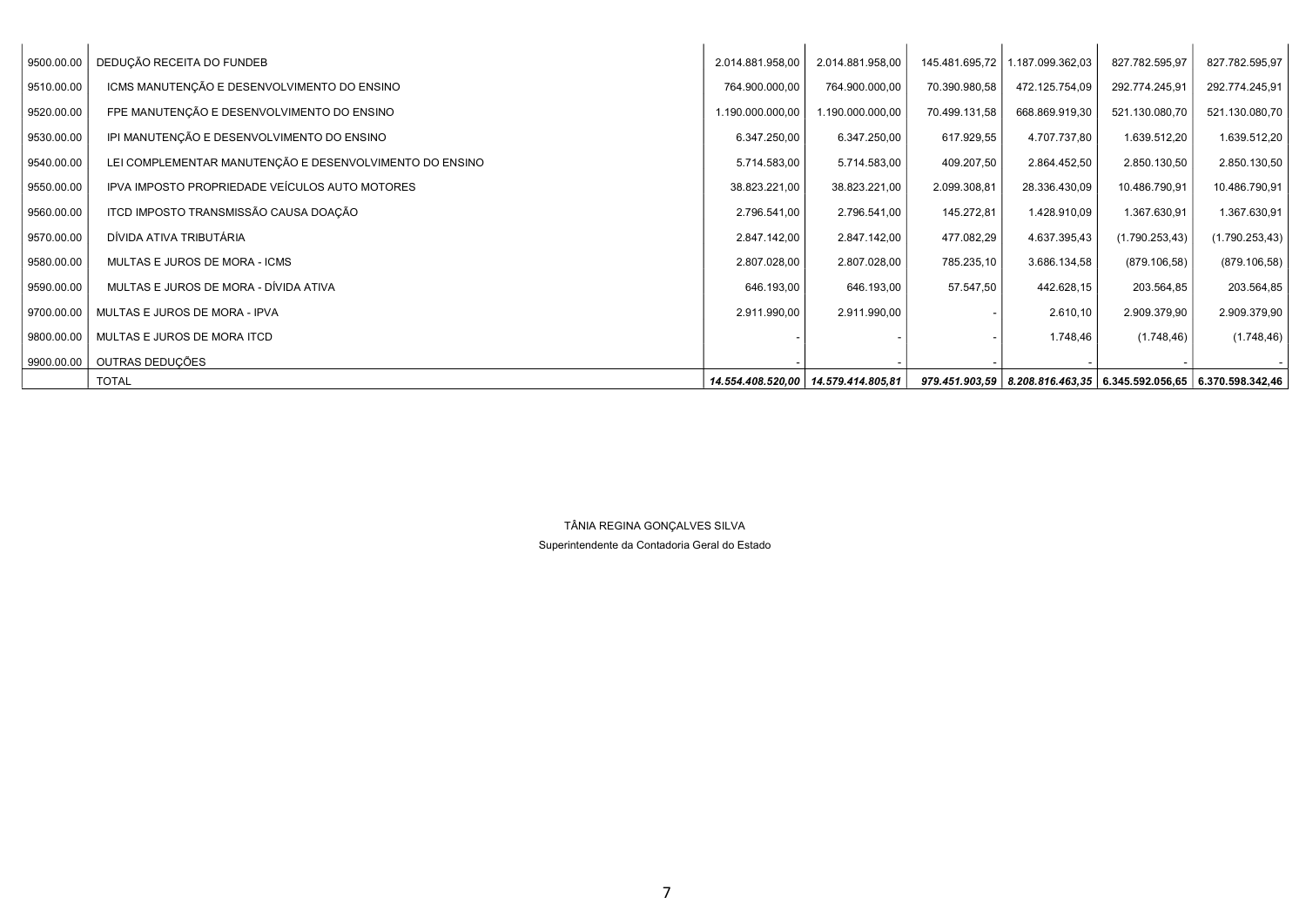| | | | | | | | |
|---|---|---|---|---|---|---|---|
| 9500.00.00 | DEDUÇÃO RECEITA DO FUNDEB | 2.014.881.958,00 | 2.014.881.958,00 | 145.481.695,72 | 1.187.099.362,03 | 827.782.595,97 | 827.782.595,97 |
| 9510.00.00 | ICMS MANUTENÇÃO E DESENVOLVIMENTO DO ENSINO | 764.900.000,00 | 764.900.000,00 | 70.390.980,58 | 472.125.754,09 | 292.774.245,91 | 292.774.245,91 |
| 9520.00.00 | FPE MANUTENÇÃO E DESENVOLVIMENTO DO ENSINO | 1.190.000.000,00 | 1.190.000.000,00 | 70.499.131,58 | 668.869.919,30 | 521.130.080,70 | 521.130.080,70 |
| 9530.00.00 | IPI MANUTENÇÃO E DESENVOLVIMENTO DO ENSINO | 6.347.250,00 | 6.347.250,00 | 617.929,55 | 4.707.737,80 | 1.639.512,20 | 1.639.512,20 |
| 9540.00.00 | LEI COMPLEMENTAR MANUTENÇÃO E DESENVOLVIMENTO DO ENSINO | 5.714.583,00 | 5.714.583,00 | 409.207,50 | 2.864.452,50 | 2.850.130,50 | 2.850.130,50 |
| 9550.00.00 | IPVA IMPOSTO PROPRIEDADE VEÍCULOS AUTO MOTORES | 38.823.221,00 | 38.823.221,00 | 2.099.308,81 | 28.336.430,09 | 10.486.790,91 | 10.486.790,91 |
| 9560.00.00 | ITCD IMPOSTO TRANSMISSÃO CAUSA DOAÇÃO | 2.796.541,00 | 2.796.541,00 | 145.272,81 | 1.428.910,09 | 1.367.630,91 | 1.367.630,91 |
| 9570.00.00 | DÍVIDA ATIVA TRIBUTÁRIA | 2.847.142,00 | 2.847.142,00 | 477.082,29 | 4.637.395,43 | (1.790.253,43) | (1.790.253,43) |
| 9580.00.00 | MULTAS E JUROS DE MORA - ICMS | 2.807.028,00 | 2.807.028,00 | 785.235,10 | 3.686.134,58 | (879.106,58) | (879.106,58) |
| 9590.00.00 | MULTAS E JUROS DE MORA - DÍVIDA ATIVA | 646.193,00 | 646.193,00 | 57.547,50 | 442.628,15 | 203.564,85 | 203.564,85 |
| 9700.00.00 | MULTAS E JUROS DE MORA - IPVA | 2.911.990,00 | 2.911.990,00 | - | 2.610,10 | 2.909.379,90 | 2.909.379,90 |
| 9800.00.00 | MULTAS E JUROS DE MORA ITCD | - | - | - | 1.748,46 | (1.748,46) | (1.748,46) |
| 9900.00.00 | OUTRAS DEDUÇÕES | - | - | - | - | - | - |
| | TOTAL | *14.554.408.520,00* | *14.579.414.805,81* | *979.451.903,59* | *8.208.816.463,35* | **6.345.592.056,65** | **6.370.598.342,46** |

TÂNIA REGINA GONÇALVES SILVA

Superintendente da Contadoria Geral do Estado